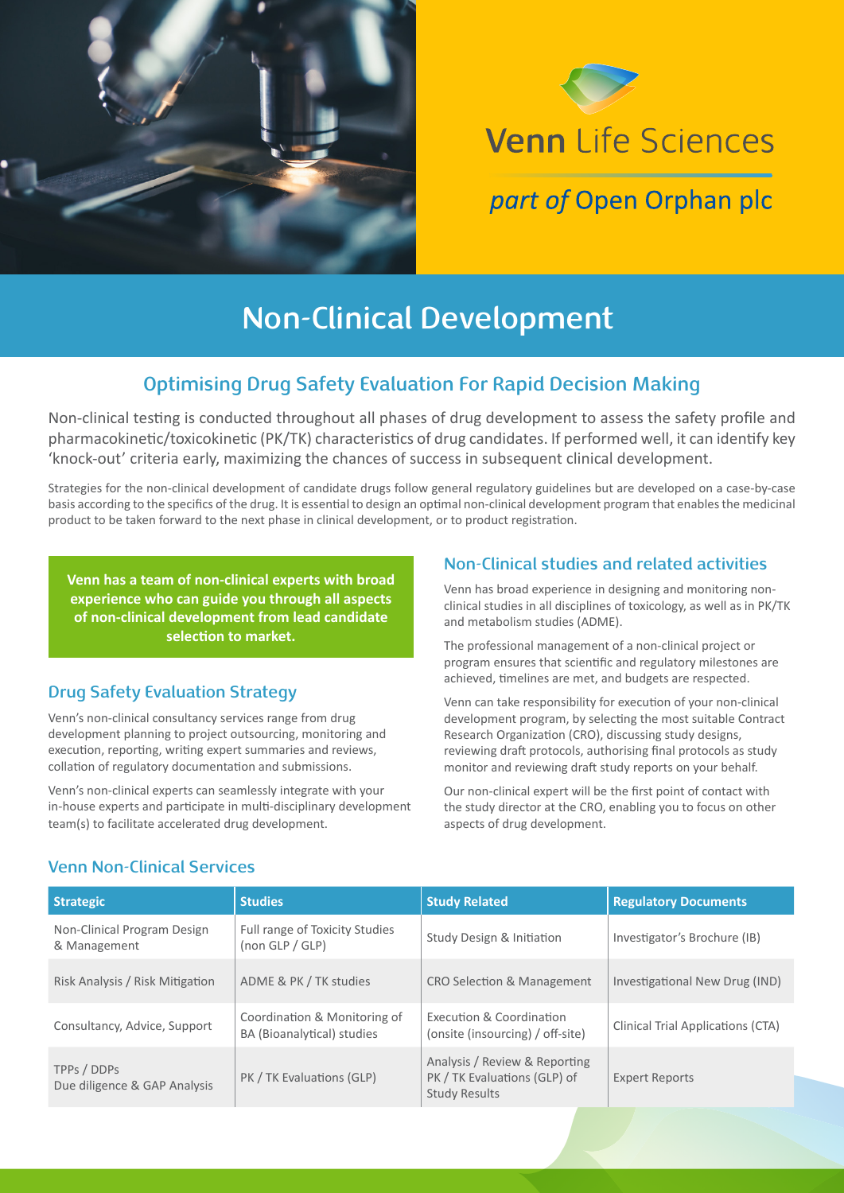Venn Life Sciences

*part of* Open Orphan plc

# Non-Clinical Development

## Optimising Drug Safety Evaluation For Rapid Decision Making

Non-clinical testing is conducted throughout all phases of drug development to assess the safety profile and pharmacokinetic/toxicokinetic (PK/TK) characteristics of drug candidates. If performed well, it can identify key 'knock-out' criteria early, maximizing the chances of success in subsequent clinical development.

Strategies for the non-clinical development of candidate drugs follow general regulatory guidelines but are developed on a case-by-case basis according to the specifics of the drug. It is essential to design an optimal non-clinical development program that enables the medicinal product to be taken forward to the next phase in clinical development, or to product registration.

**Venn has a team of non-clinical experts with broad experience who can guide you through all aspects of non-clinical development from lead candidate selection to market.**

### Drug Safety Evaluation Strategy

Venn's non-clinical consultancy services range from drug development planning to project outsourcing, monitoring and execution, reporting, writing expert summaries and reviews, collation of regulatory documentation and submissions.

Venn's non-clinical experts can seamlessly integrate with your in-house experts and participate in multi-disciplinary development team(s) to facilitate accelerated drug development.

### Non-Clinical studies and related activities

Venn has broad experience in designing and monitoring non-clinical studies in all disciplines of toxicology, as well as in PK/TK and metabolism studies (ADME).

The professional management of a non-clinical project or program ensures that scientific and regulatory milestones are achieved, timelines are met, and budgets are respected.

Venn can take responsibility for execution of your non-clinical development program, by selecting the most suitable Contract Research Organization (CRO), discussing study designs, reviewing draft protocols, authorising final protocols as study monitor and reviewing draft study reports on your behalf.

Our non-clinical expert will be the first point of contact with the study director at the CRO, enabling you to focus on other aspects of drug development.

### Venn Non-Clinical Services

| Strategic | Studies | Study Related | Regulatory Documents |
|---|---|---|---|
| Non-Clinical Program Design & Management | Full range of Toxicity Studies (non GLP / GLP) | Study Design & Initiation | Investigator's Brochure (IB) |
| Risk Analysis / Risk Mitigation | ADME & PK / TK studies | CRO Selection & Management | Investigational New Drug (IND) |
| Consultancy, Advice, Support | Coordination & Monitoring of BA (Bioanalytical) studies | Execution & Coordination (onsite (insourcing) / off-site) | Clinical Trial Applications (CTA) |
| TPPs / DDPs<br>Due diligence & GAP Analysis | PK / TK Evaluations (GLP) | Analysis / Review & Reporting PK / TK Evaluations (GLP) of Study Results | Expert Reports |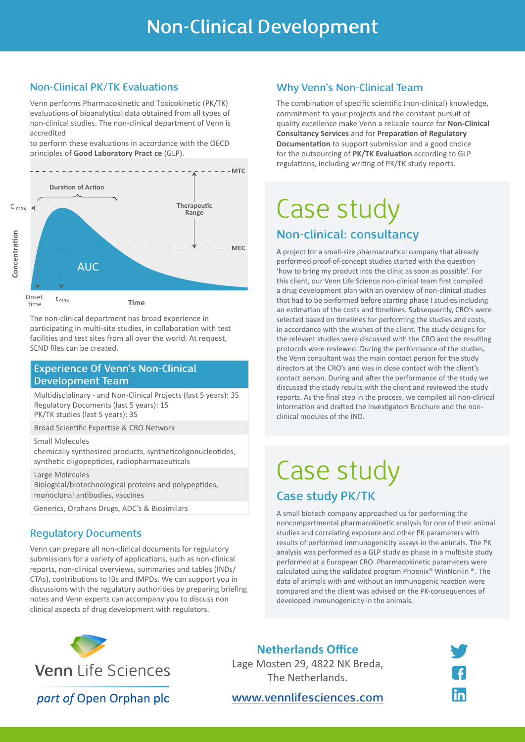# Non-Clinical Development

## Non-Clinical PK/TK Evaluations

Venn performs Pharmacokinetic and Toxicokinetic (PK/TK) evaluations of bioanalytical data obtained from all types of non-clinical studies. The non-clinical department of Venn is accredited

to perform these evaluations in accordance with the OECD principles of **Good Laboratory Pract ce** (GLP).

MTC

Duration of Action

$C_{max}$

Therapeutic Range

MEC

Concentration

AUC

Onset time

$t_{max}$

Time

The non-clinical department has broad experience in participating in multi-site studies, in collaboration with test facilities and test sites from all over the world. At request, SEND files can be created.

| Experience Of Venn's Non-Clinical Development Team |
|---|
| Multidisciplinary - and Non-Clinical Projects (last 5 years): 35<br>Regulatory Documents (last 5 years): 15<br>PK/TK studies (last 5 years): 35 |
| Broad Scientific Expertise & CRO Network |
| Small Molecules<br>chemically synthesized products, syntheticoligonucleotides, synthetic oligopeptides, radiopharmaceuticals |
| Large Molecules<br>Biological/biotechnological proteins and polypeptides, monoclonal antibodies, vaccines |
| Generics, Orphans Drugs, ADC's & Biosimilars |

## Regulatory Documents

Venn can prepare all non-clinical documents for regulatory submissions for a variety of applications, such as non-clinical reports, non-clinical overviews, summaries and tables (INDs/CTAs), contributions to IBs and IMPDs. We can support you in discussions with the regulatory authorities by preparing briefing notes and Venn experts can accompany you to discuss non clinical aspects of drug development with regulators.

## Why Venn's Non-Clinical Team

The combination of specific scientific (non-clinical) knowledge, commitment to your projects and the constant pursuit of quality excellence make Venn a reliable source for **Non-Clinical Consultancy Services** and for **Preparation of Regulatory Documentation** to support submission and a good choice for the outsourcing of **PK/TK Evaluation** according to GLP regulations, including writing of PK/TK study reports.

# Case study

## Non-clinical: consultancy

A project for a small-size pharmaceutical company that already performed proof-of-concept studies started with the question 'how to bring my product into the clinic as soon as possible'. For this client, our Venn Life Science non-clinical team first compiled a drug development plan with an overview of non-clinical studies that had to be performed before starting phase I studies including an estimation of the costs and timelines. Subsequently, CRO's were selected based on timelines for performing the studies and costs, in accordance with the wishes of the client. The study designs for the relevant studies were discussed with the CRO and the resulting protocols were reviewed. During the performance of the studies, the Venn consultant was the main contact person for the study directors at the CRO's and was in close contact with the client's contact person. During and after the performance of the study we discussed the study results with the client and reviewed the study reports. As the final step in the process, we compiled all non-clinical information and drafted the Investigators Brochure and the non-clinical modules of the IND.

# Case study

## Case study PK/TK

A small biotech company approached us for performing the noncompartmental pharmacokinetic analysis for one of their animal studies and correlating exposure and other PK parameters with results of performed immunogenicity assays in the animals. The PK analysis was performed as a GLP study as phase in a multisite study performed at a European CRO. Pharmacokinetic parameters were calculated using the validated program Phoenix® WinNonlin ®. The data of animals with and without an immunogenic reaction were compared and the client was advised on the PK-consequences of developed immunogenicity in the animals.

Venn Life Sciences

*part of* Open Orphan plc

**Netherlands Office**

Lage Mosten 29, 4822 NK Breda,
The Netherlands.

www.vennlifesciences.com